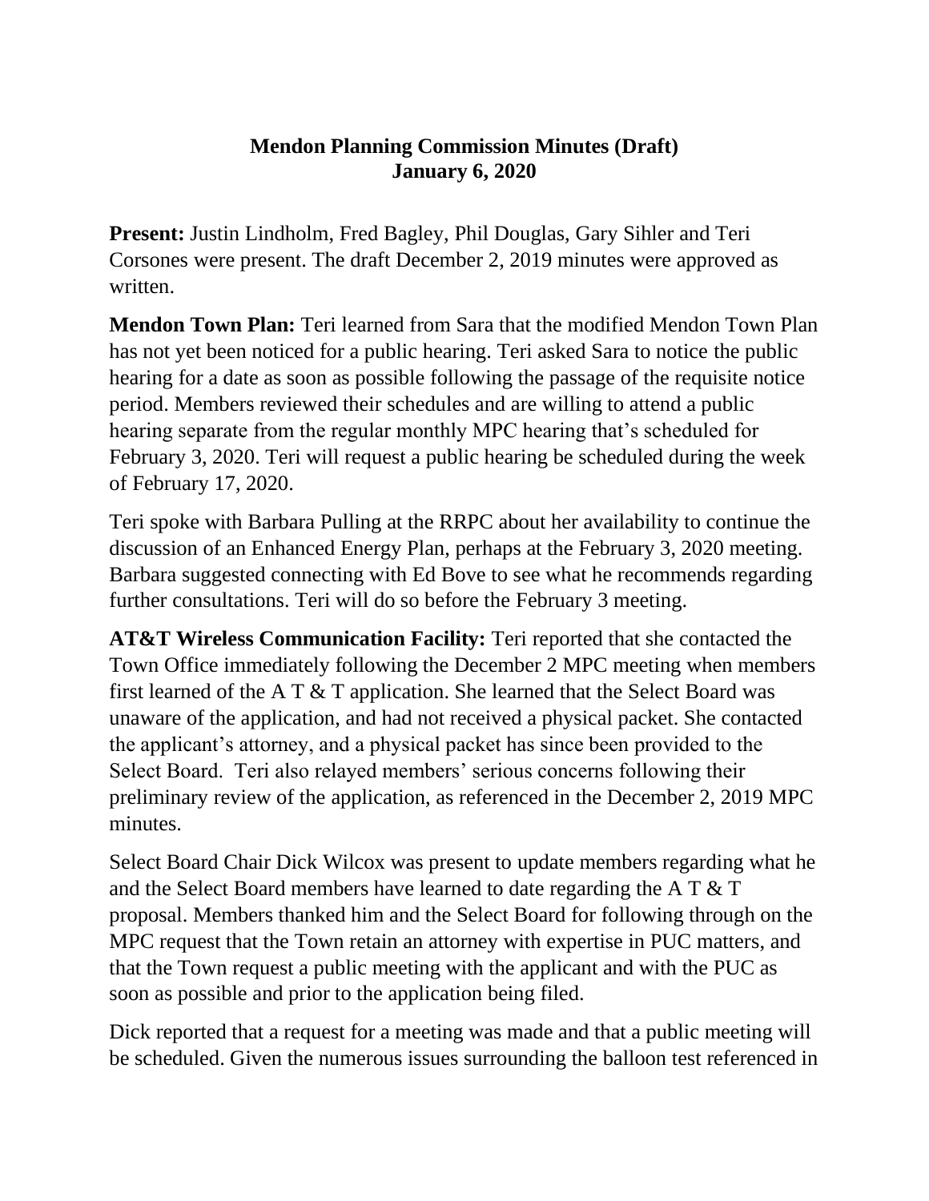**Mendon Planning Commission Minutes (Draft)**
**January 6, 2020**

**Present:** Justin Lindholm, Fred Bagley, Phil Douglas, Gary Sihler and Teri Corsones were present. The draft December 2, 2019 minutes were approved as written.

**Mendon Town Plan:** Teri learned from Sara that the modified Mendon Town Plan has not yet been noticed for a public hearing. Teri asked Sara to notice the public hearing for a date as soon as possible following the passage of the requisite notice period. Members reviewed their schedules and are willing to attend a public hearing separate from the regular monthly MPC hearing that's scheduled for February 3, 2020. Teri will request a public hearing be scheduled during the week of February 17, 2020.

Teri spoke with Barbara Pulling at the RRPC about her availability to continue the discussion of an Enhanced Energy Plan, perhaps at the February 3, 2020 meeting. Barbara suggested connecting with Ed Bove to see what he recommends regarding further consultations. Teri will do so before the February 3 meeting.

**AT&T Wireless Communication Facility:** Teri reported that she contacted the Town Office immediately following the December 2 MPC meeting when members first learned of the A T & T application. She learned that the Select Board was unaware of the application, and had not received a physical packet. She contacted the applicant's attorney, and a physical packet has since been provided to the Select Board. Teri also relayed members' serious concerns following their preliminary review of the application, as referenced in the December 2, 2019 MPC minutes.

Select Board Chair Dick Wilcox was present to update members regarding what he and the Select Board members have learned to date regarding the A T & T proposal. Members thanked him and the Select Board for following through on the MPC request that the Town retain an attorney with expertise in PUC matters, and that the Town request a public meeting with the applicant and with the PUC as soon as possible and prior to the application being filed.

Dick reported that a request for a meeting was made and that a public meeting will be scheduled. Given the numerous issues surrounding the balloon test referenced in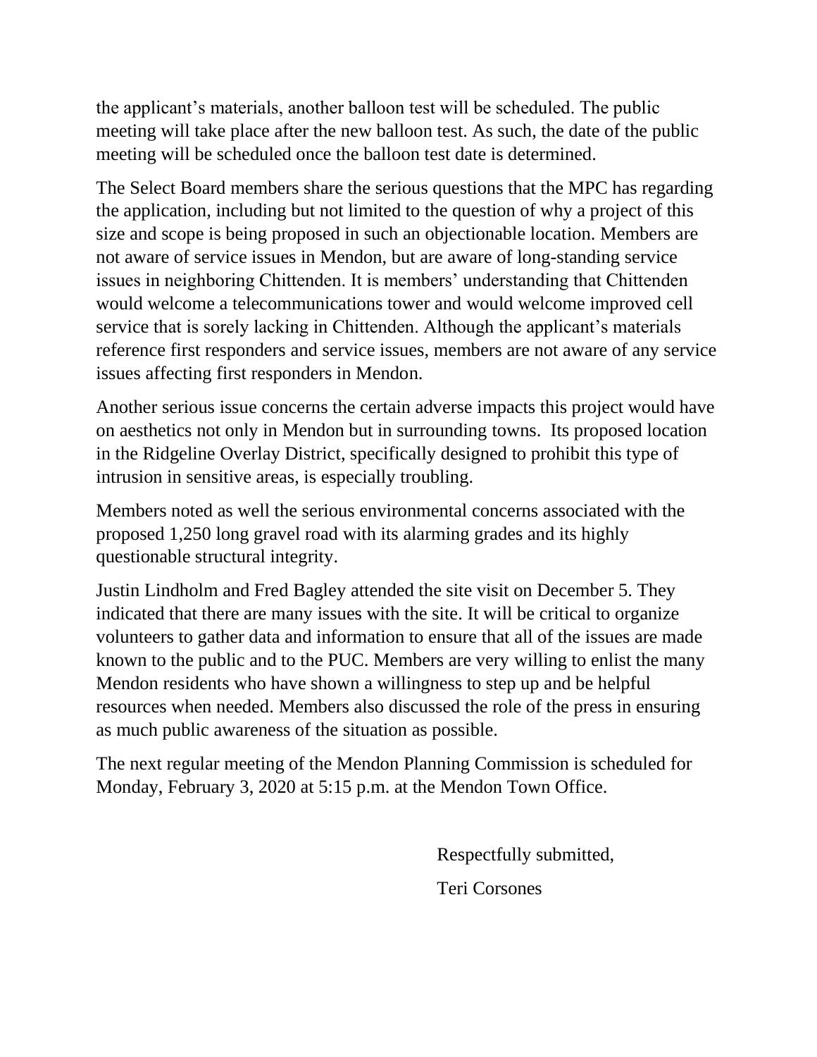the applicant's materials, another balloon test will be scheduled. The public meeting will take place after the new balloon test. As such, the date of the public meeting will be scheduled once the balloon test date is determined.

The Select Board members share the serious questions that the MPC has regarding the application, including but not limited to the question of why a project of this size and scope is being proposed in such an objectionable location. Members are not aware of service issues in Mendon, but are aware of long-standing service issues in neighboring Chittenden. It is members' understanding that Chittenden would welcome a telecommunications tower and would welcome improved cell service that is sorely lacking in Chittenden. Although the applicant's materials reference first responders and service issues, members are not aware of any service issues affecting first responders in Mendon.

Another serious issue concerns the certain adverse impacts this project would have on aesthetics not only in Mendon but in surrounding towns. Its proposed location in the Ridgeline Overlay District, specifically designed to prohibit this type of intrusion in sensitive areas, is especially troubling.

Members noted as well the serious environmental concerns associated with the proposed 1,250 long gravel road with its alarming grades and its highly questionable structural integrity.

Justin Lindholm and Fred Bagley attended the site visit on December 5. They indicated that there are many issues with the site. It will be critical to organize volunteers to gather data and information to ensure that all of the issues are made known to the public and to the PUC. Members are very willing to enlist the many Mendon residents who have shown a willingness to step up and be helpful resources when needed. Members also discussed the role of the press in ensuring as much public awareness of the situation as possible.

The next regular meeting of the Mendon Planning Commission is scheduled for Monday, February 3, 2020 at 5:15 p.m. at the Mendon Town Office.

Respectfully submitted,

Teri Corsones